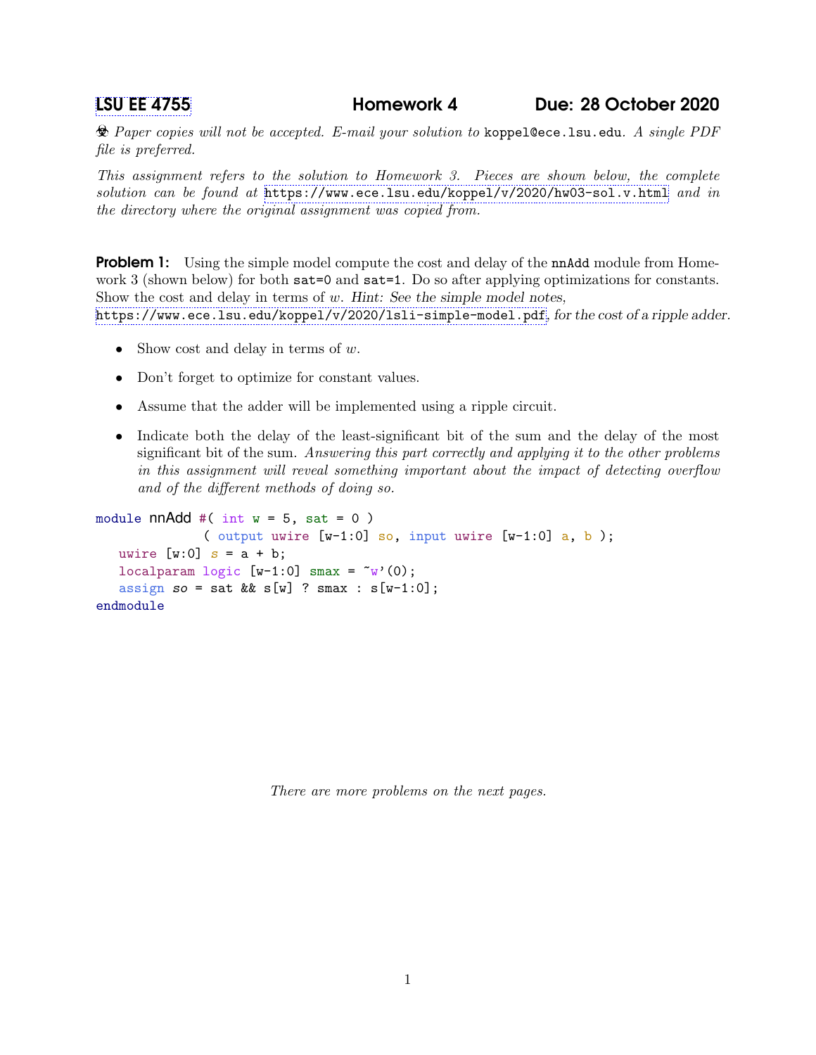# LSU EE 4755 Homework 4 Due: 28 October 2020

☣ *Paper copies will not be accepted. E-mail your solution to* `koppel@ece.lsu.edu`*. A single PDF file is preferred.*

*This assignment refers to the solution to Homework 3. Pieces are shown below, the complete solution can be found at* https://www.ece.lsu.edu/koppel/v/2020/hw03-sol.v.html *and in the directory where the original assignment was copied from.*

**Problem 1:** Using the simple model compute the cost and delay of the `nnAdd` module from Homework 3 (shown below) for both `sat=0` and `sat=1`. Do so after applying optimizations for constants. Show the cost and delay in terms of $w$. *Hint: See the simple model notes,* https://www.ece.lsu.edu/koppel/v/2020/lsli-simple-model.pdf*, for the cost of a ripple adder.*

- Show cost and delay in terms of $w$.
- Don't forget to optimize for constant values.
- Assume that the adder will be implemented using a ripple circuit.
- Indicate both the delay of the least-significant bit of the sum and the delay of the most significant bit of the sum. *Answering this part correctly and applying it to the other problems in this assignment will reveal something important about the impact of detecting overflow and of the different methods of doing so.*

```
module nnAdd #( int w = 5, sat = 0 )
             ( output uwire [w-1:0] so, input uwire [w-1:0] a, b );
   uwire [w:0] s = a + b;
   localparam logic [w-1:0] smax = ~w'(0);
   assign so = sat && s[w] ? smax : s[w-1:0];
endmodule
```

*There are more problems on the next pages.*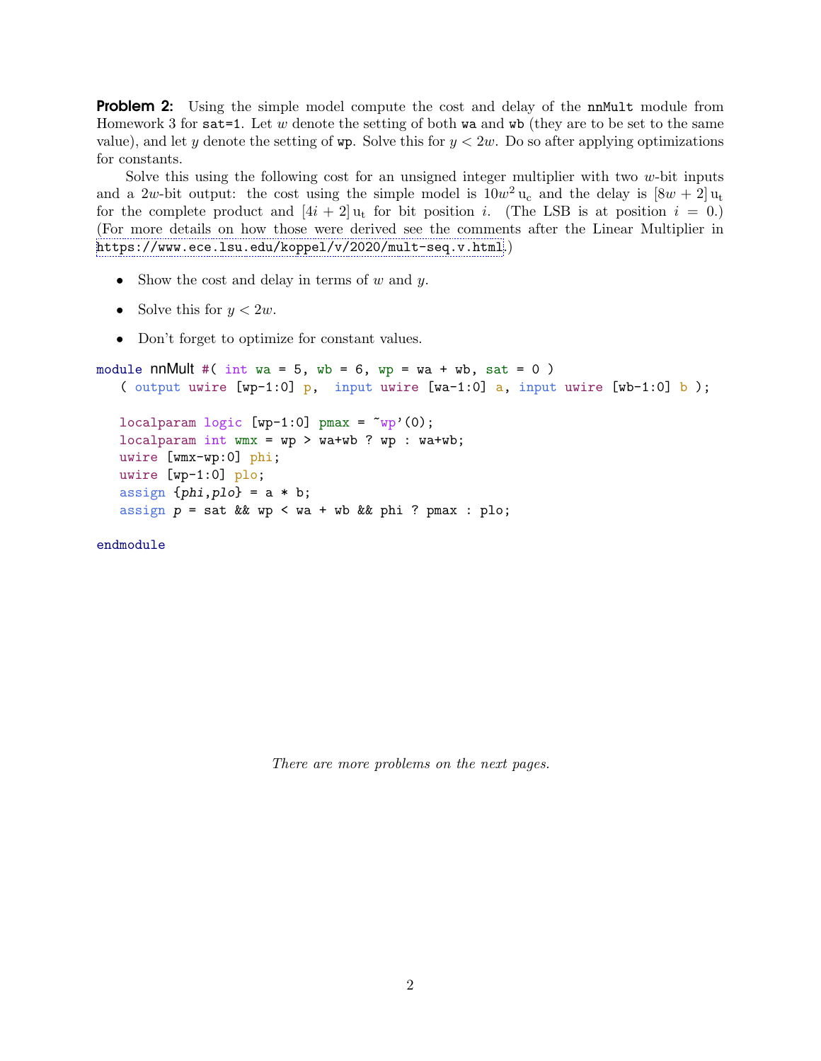**Problem 2:** Using the simple model compute the cost and delay of the `nnMult` module from Homework 3 for `sat=1`. Let $w$ denote the setting of both `wa` and `wb` (they are to be set to the same value), and let $y$ denote the setting of `wp`. Solve this for $y < 2w$. Do so after applying optimizations for constants.

Solve this using the following cost for an unsigned integer multiplier with two $w$-bit inputs and a $2w$-bit output: the cost using the simple model is $10w^2\,\mathrm{u_c}$ and the delay is $[8w + 2]\,\mathrm{u_t}$ for the complete product and $[4i + 2]\,\mathrm{u_t}$ for bit position $i$. (The LSB is at position $i = 0$.) (For more details on how those were derived see the comments after the Linear Multiplier in https://www.ece.lsu.edu/koppel/v/2020/mult-seq.v.html.)

- Show the cost and delay in terms of $w$ and $y$.
- Solve this for $y < 2w$.
- Don't forget to optimize for constant values.

```
module nnMult #( int wa = 5, wb = 6, wp = wa + wb, sat = 0 )
   ( output uwire [wp-1:0] p,  input uwire [wa-1:0] a, input uwire [wb-1:0] b );

   localparam logic [wp-1:0] pmax = ~wp'(0);
   localparam int wmx = wp > wa+wb ? wp : wa+wb;
   uwire [wmx-wp:0] phi;
   uwire [wp-1:0] plo;
   assign {phi,plo} = a * b;
   assign p = sat && wp < wa + wb && phi ? pmax : plo;

endmodule
```

*There are more problems on the next pages.*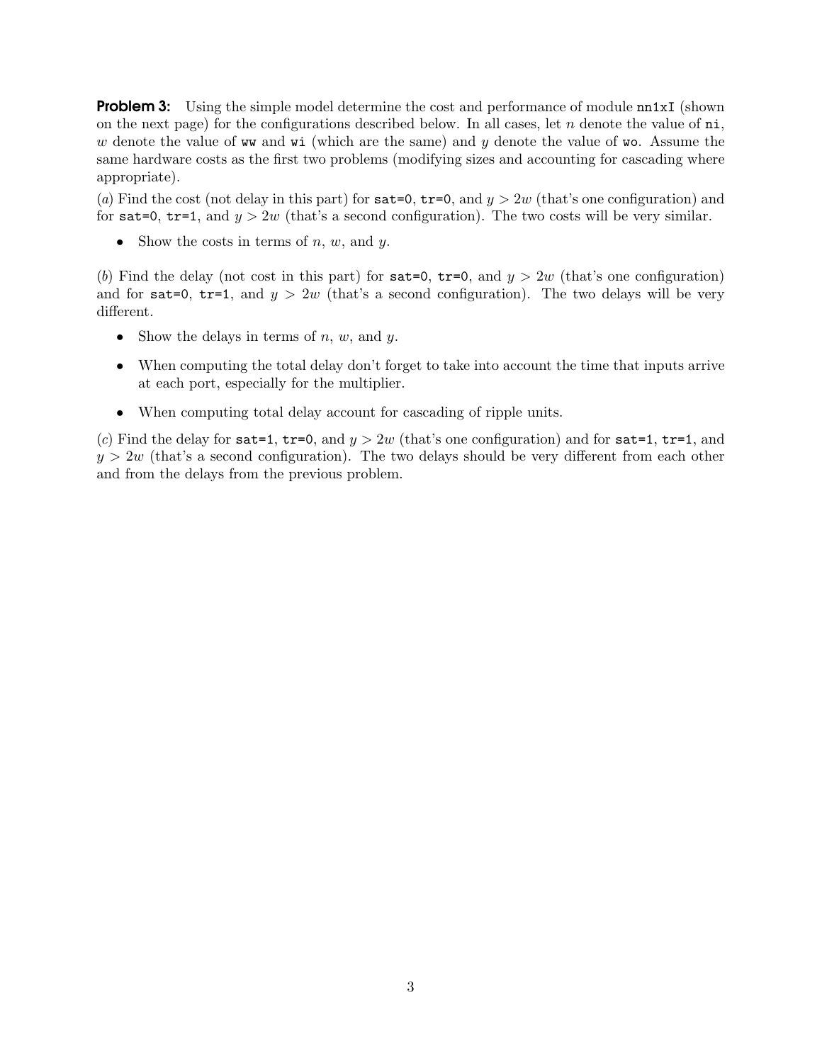**Problem 3:** Using the simple model determine the cost and performance of module `nn1xI` (shown on the next page) for the configurations described below. In all cases, let $n$ denote the value of `ni`, $w$ denote the value of `ww` and `wi` (which are the same) and $y$ denote the value of `wo`. Assume the same hardware costs as the first two problems (modifying sizes and accounting for cascading where appropriate).

(*a*) Find the cost (not delay in this part) for `sat=0`, `tr=0`, and $y > 2w$ (that's one configuration) and for `sat=0`, `tr=1`, and $y > 2w$ (that's a second configuration). The two costs will be very similar.

- Show the costs in terms of $n$, $w$, and $y$.

(*b*) Find the delay (not cost in this part) for `sat=0`, `tr=0`, and $y > 2w$ (that's one configuration) and for `sat=0`, `tr=1`, and $y > 2w$ (that's a second configuration). The two delays will be very different.

- Show the delays in terms of $n$, $w$, and $y$.
- When computing the total delay don't forget to take into account the time that inputs arrive at each port, especially for the multiplier.
- When computing total delay account for cascading of ripple units.

(*c*) Find the delay for `sat=1`, `tr=0`, and $y > 2w$ (that's one configuration) and for `sat=1`, `tr=1`, and $y > 2w$ (that's a second configuration). The two delays should be very different from each other and from the delays from the previous problem.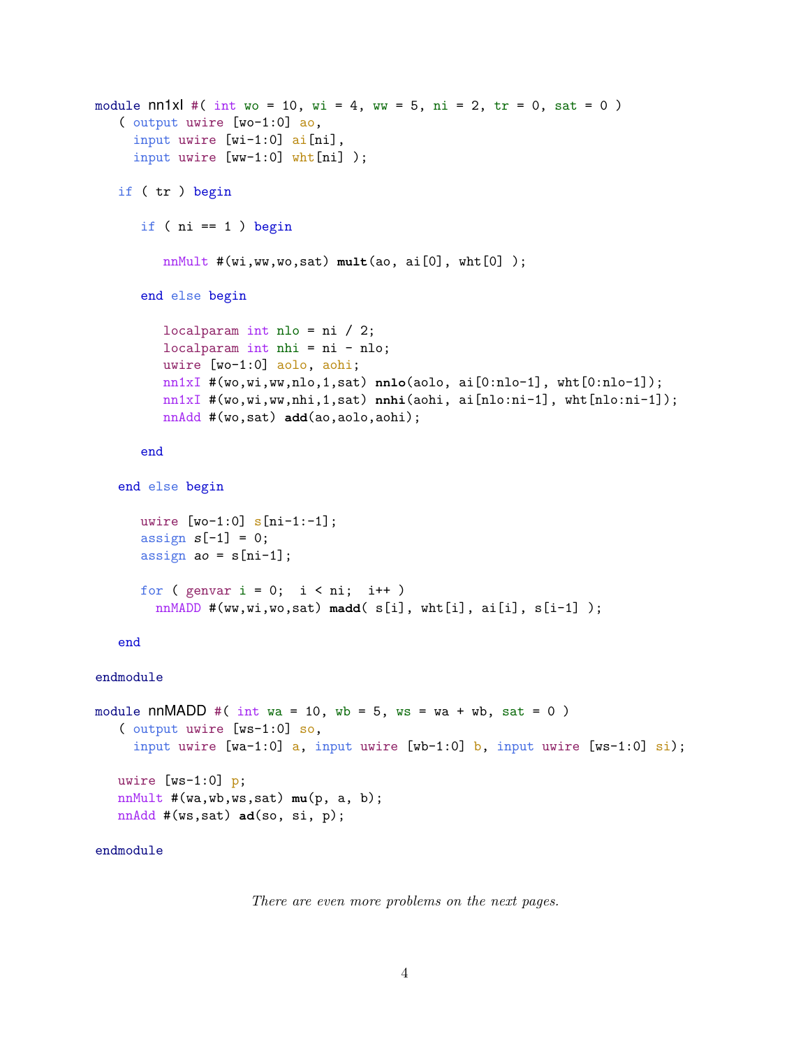```
module nn1xI #( int wo = 10, wi = 4, ww = 5, ni = 2, tr = 0, sat = 0 )
   ( output uwire [wo-1:0] ao,
     input uwire [wi-1:0] ai[ni],
     input uwire [ww-1:0] wht[ni] );

   if ( tr ) begin

      if ( ni == 1 ) begin

         nnMult #(wi,ww,wo,sat) mult(ao, ai[0], wht[0] );

      end else begin

         localparam int nlo = ni / 2;
         localparam int nhi = ni - nlo;
         uwire [wo-1:0] aolo, aohi;
         nn1xI #(wo,wi,ww,nlo,1,sat) nnlo(aolo, ai[0:nlo-1], wht[0:nlo-1]);
         nn1xI #(wo,wi,ww,nhi,1,sat) nnhi(aohi, ai[nlo:ni-1], wht[nlo:ni-1]);
         nnAdd #(wo,sat) add(ao,aolo,aohi);

      end

   end else begin

      uwire [wo-1:0] s[ni-1:-1];
      assign s[-1] = 0;
      assign ao = s[ni-1];

      for ( genvar i = 0;  i < ni;  i++ )
        nnMADD #(ww,wi,wo,sat) madd( s[i], wht[i], ai[i], s[i-1] );

   end

endmodule

module nnMADD #( int wa = 10, wb = 5, ws = wa + wb, sat = 0 )
   ( output uwire [ws-1:0] so,
     input uwire [wa-1:0] a, input uwire [wb-1:0] b, input uwire [ws-1:0] si);

   uwire [ws-1:0] p;
   nnMult #(wa,wb,ws,sat) mu(p, a, b);
   nnAdd #(ws,sat) ad(so, si, p);

endmodule
```

*There are even more problems on the next pages.*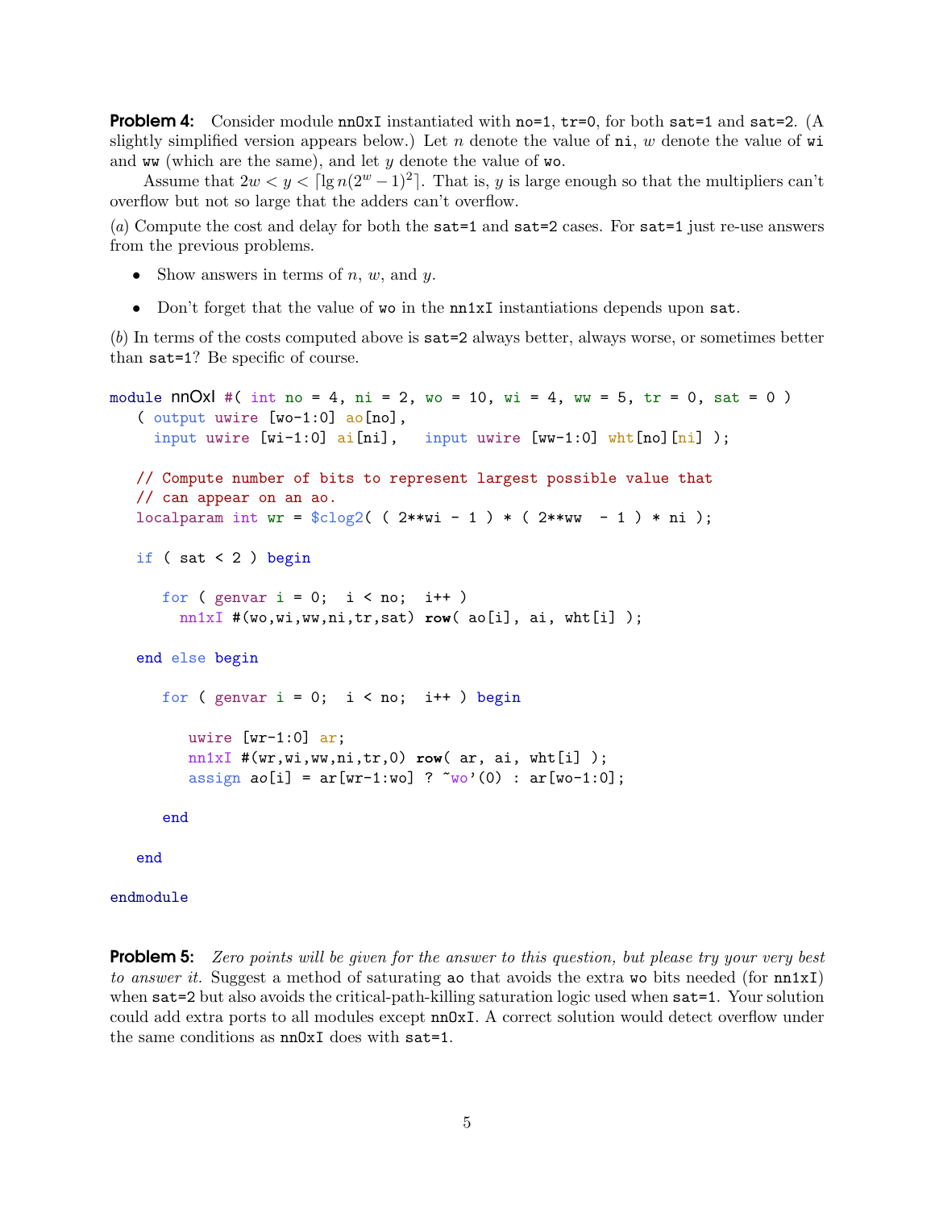**Problem 4:** Consider module `nnOxI` instantiated with `no=1`, `tr=0`, for both `sat=1` and `sat=2`. (A slightly simplified version appears below.) Let $n$ denote the value of `ni`, $w$ denote the value of `wi` and `ww` (which are the same), and let $y$ denote the value of `wo`.

Assume that $2w < y < \lceil \lg n(2^w - 1)^2 \rceil$. That is, $y$ is large enough so that the multipliers can't overflow but not so large that the adders can't overflow.

(*a*) Compute the cost and delay for both the `sat=1` and `sat=2` cases. For `sat=1` just re-use answers from the previous problems.

- Show answers in terms of $n$, $w$, and $y$.
- Don't forget that the value of `wo` in the `nn1xI` instantiations depends upon `sat`.

(*b*) In terms of the costs computed above is `sat=2` always better, always worse, or sometimes better than `sat=1`? Be specific of course.

```
module nnOxI #( int no = 4, ni = 2, wo = 10, wi = 4, ww = 5, tr = 0, sat = 0 )
   ( output uwire [wo-1:0] ao[no],
     input uwire [wi-1:0] ai[ni],   input uwire [ww-1:0] wht[no][ni] );

   // Compute number of bits to represent largest possible value that
   // can appear on an ao.
   localparam int wr = $clog2( ( 2**wi - 1 ) * ( 2**ww  - 1 ) * ni );

   if ( sat < 2 ) begin

      for ( genvar i = 0;  i < no;  i++ )
        nn1xI #(wo,wi,ww,ni,tr,sat) row( ao[i], ai, wht[i] );

   end else begin

      for ( genvar i = 0;  i < no;  i++ ) begin

         uwire [wr-1:0] ar;
         nn1xI #(wr,wi,ww,ni,tr,0) row( ar, ai, wht[i] );
         assign ao[i] = ar[wr-1:wo] ? ~wo'(0) : ar[wo-1:0];

      end

   end

endmodule
```

**Problem 5:** *Zero points will be given for the answer to this question, but please try your very best to answer it.* Suggest a method of saturating `ao` that avoids the extra `wo` bits needed (for `nn1xI`) when `sat=2` but also avoids the critical-path-killing saturation logic used when `sat=1`. Your solution could add extra ports to all modules except `nnOxI`. A correct solution would detect overflow under the same conditions as `nnOxI` does with `sat=1`.